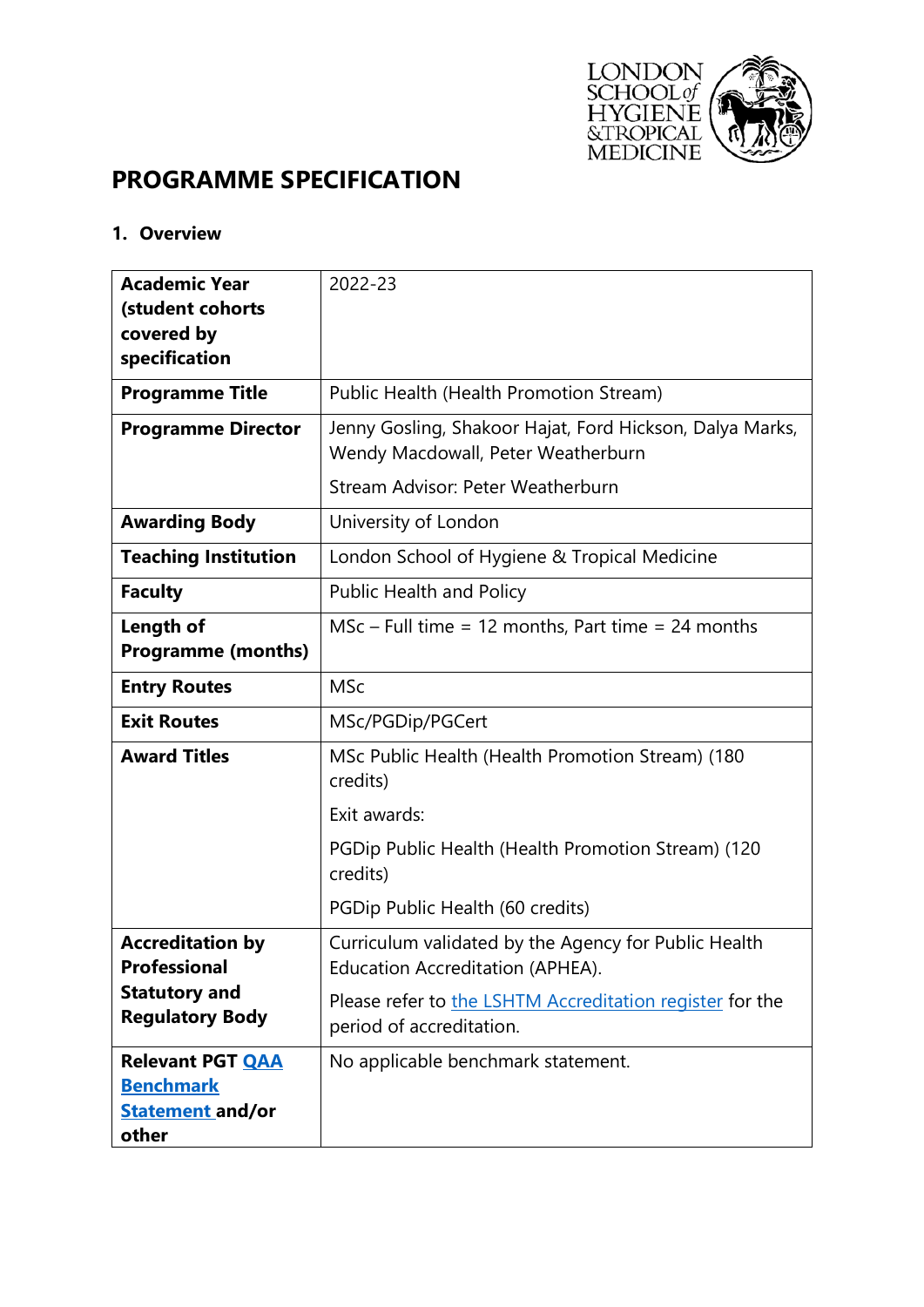# PROGRAMME SPECIFICATION

## 1. Overview

| | |
|---|---|
| **Academic Year (student cohorts covered by specification** | 2022-23 |
| **Programme Title** | Public Health (Health Promotion Stream) |
| **Programme Director** | Jenny Gosling, Shakoor Hajat, Ford Hickson, Dalya Marks, Wendy Macdowall, Peter Weatherburn<br><br>Stream Advisor: Peter Weatherburn |
| **Awarding Body** | University of London |
| **Teaching Institution** | London School of Hygiene & Tropical Medicine |
| **Faculty** | Public Health and Policy |
| **Length of Programme (months)** | MSc – Full time = 12 months, Part time = 24 months |
| **Entry Routes** | MSc |
| **Exit Routes** | MSc/PGDip/PGCert |
| **Award Titles** | MSc Public Health (Health Promotion Stream) (180 credits)<br><br>Exit awards:<br><br>PGDip Public Health (Health Promotion Stream) (120 credits)<br><br>PGDip Public Health (60 credits) |
| **Accreditation by Professional Statutory and Regulatory Body** | Curriculum validated by the Agency for Public Health Education Accreditation (APHEA).<br><br>Please refer to the LSHTM Accreditation register for the period of accreditation. |
| **Relevant PGT QAA Benchmark Statement and/or other** | No applicable benchmark statement. |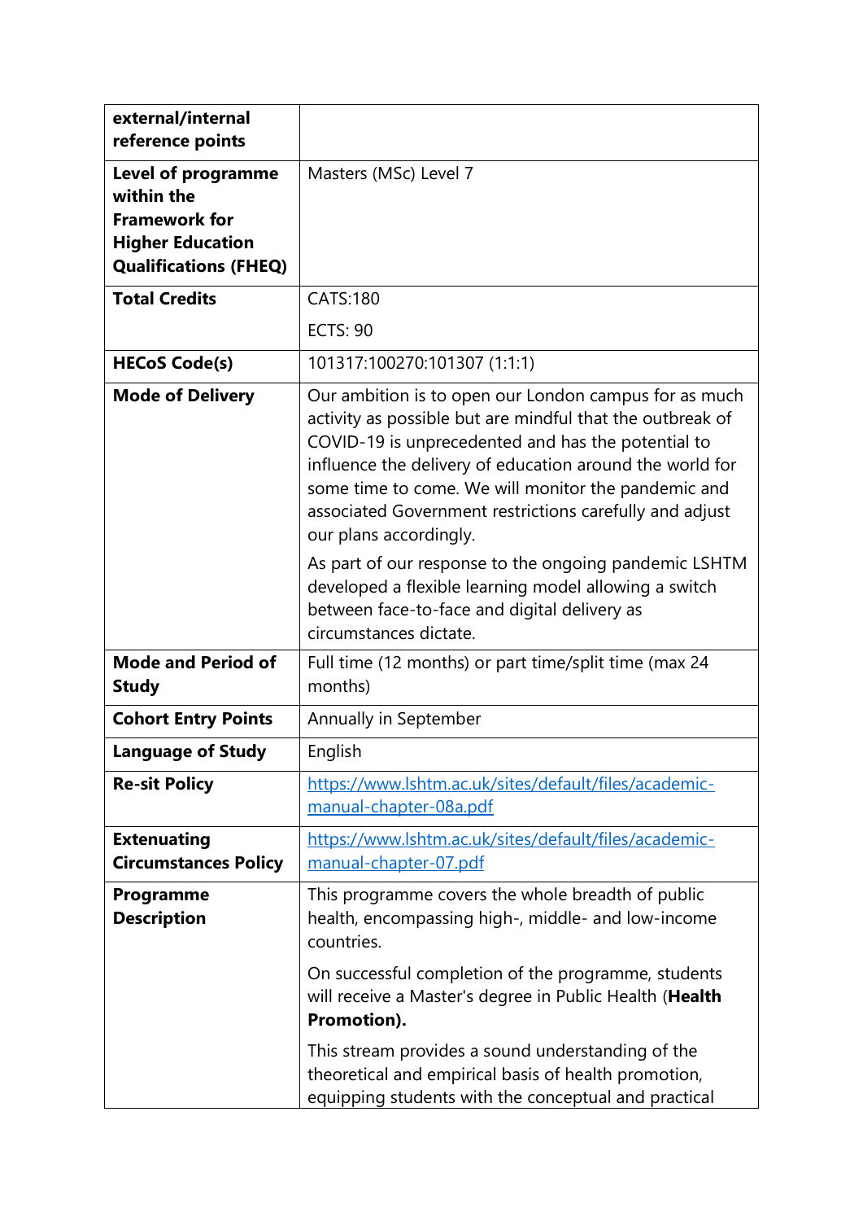| **external/internal reference points** | |
|---|---|
| **Level of programme within the Framework for Higher Education Qualifications (FHEQ)** | Masters (MSc) Level 7 |
| **Total Credits** | CATS:180<br>ECTS: 90 |
| **HECoS Code(s)** | 101317:100270:101307 (1:1:1) |
| **Mode of Delivery** | Our ambition is to open our London campus for as much activity as possible but are mindful that the outbreak of COVID-19 is unprecedented and has the potential to influence the delivery of education around the world for some time to come. We will monitor the pandemic and associated Government restrictions carefully and adjust our plans accordingly.<br><br>As part of our response to the ongoing pandemic LSHTM developed a flexible learning model allowing a switch between face-to-face and digital delivery as circumstances dictate. |
| **Mode and Period of Study** | Full time (12 months) or part time/split time (max 24 months) |
| **Cohort Entry Points** | Annually in September |
| **Language of Study** | English |
| **Re-sit Policy** | [https://www.lshtm.ac.uk/sites/default/files/academic-manual-chapter-08a.pdf](https://www.lshtm.ac.uk/sites/default/files/academic-manual-chapter-08a.pdf) |
| **Extenuating Circumstances Policy** | [https://www.lshtm.ac.uk/sites/default/files/academic-manual-chapter-07.pdf](https://www.lshtm.ac.uk/sites/default/files/academic-manual-chapter-07.pdf) |
| **Programme Description** | This programme covers the whole breadth of public health, encompassing high-, middle- and low-income countries.<br><br>On successful completion of the programme, students will receive a Master's degree in Public Health (**Health Promotion).**<br><br>This stream provides a sound understanding of the theoretical and empirical basis of health promotion, equipping students with the conceptual and practical |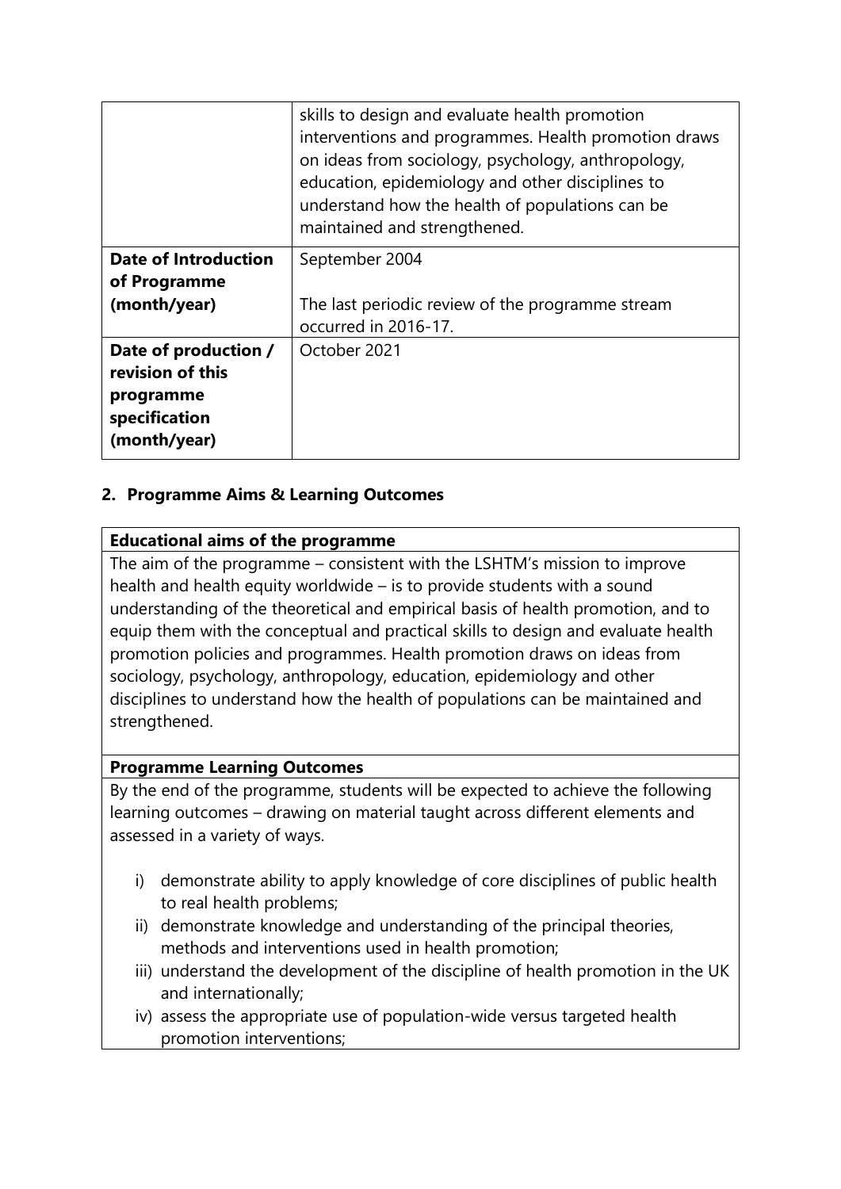|  |  |
|---|---|
|  | skills to design and evaluate health promotion interventions and programmes. Health promotion draws on ideas from sociology, psychology, anthropology, education, epidemiology and other disciplines to understand how the health of populations can be maintained and strengthened. |
| **Date of Introduction of Programme (month/year)** | September 2004<br><br>The last periodic review of the programme stream occurred in 2016-17. |
| **Date of production / revision of this programme specification (month/year)** | October 2021 |

## 2. Programme Aims & Learning Outcomes

**Educational aims of the programme**

The aim of the programme – consistent with the LSHTM's mission to improve health and health equity worldwide – is to provide students with a sound understanding of the theoretical and empirical basis of health promotion, and to equip them with the conceptual and practical skills to design and evaluate health promotion policies and programmes. Health promotion draws on ideas from sociology, psychology, anthropology, education, epidemiology and other disciplines to understand how the health of populations can be maintained and strengthened.

**Programme Learning Outcomes**

By the end of the programme, students will be expected to achieve the following learning outcomes – drawing on material taught across different elements and assessed in a variety of ways.

i) demonstrate ability to apply knowledge of core disciplines of public health to real health problems;
ii) demonstrate knowledge and understanding of the principal theories, methods and interventions used in health promotion;
iii) understand the development of the discipline of health promotion in the UK and internationally;
iv) assess the appropriate use of population-wide versus targeted health promotion interventions;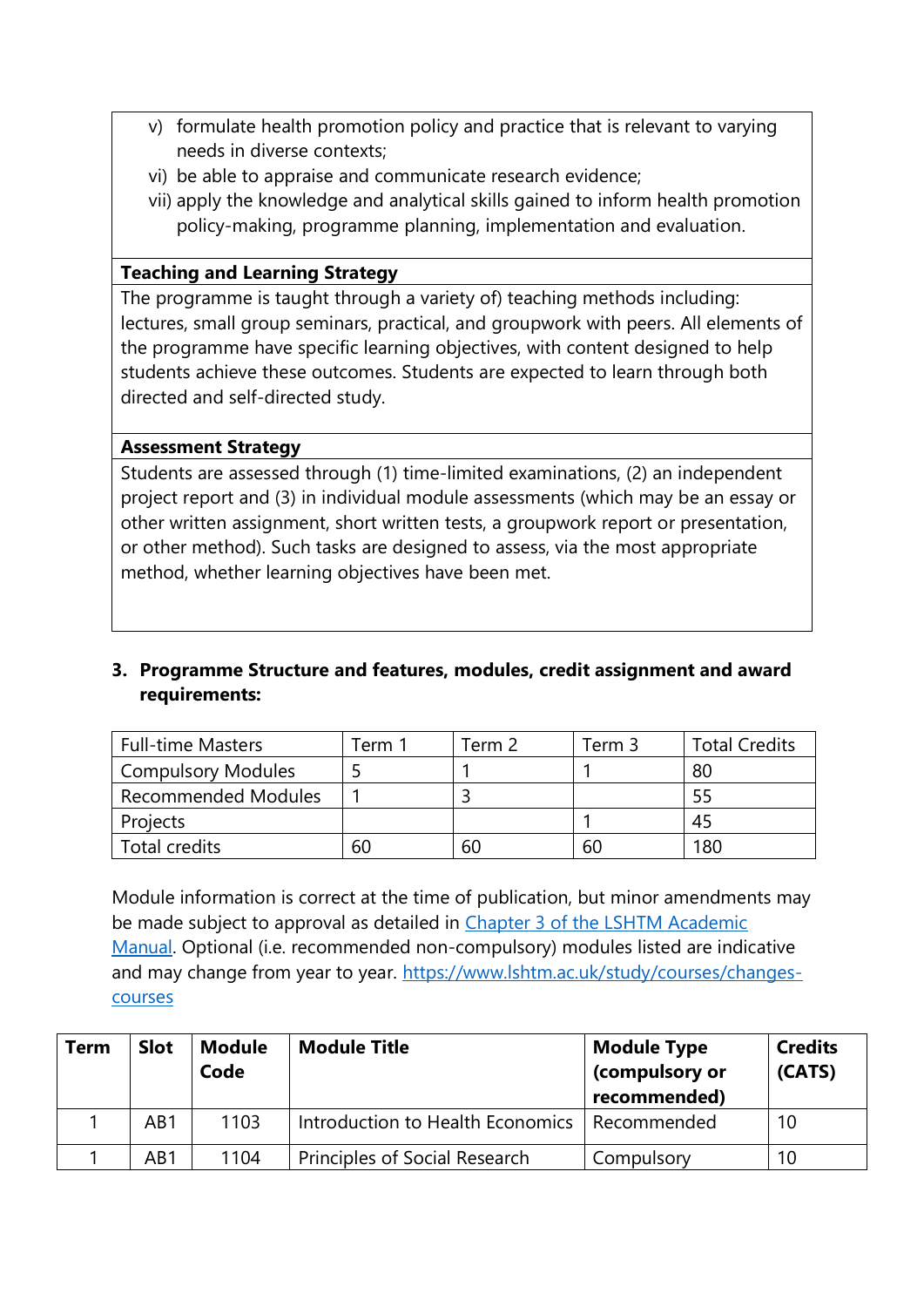v) formulate health promotion policy and practice that is relevant to varying needs in diverse contexts;
vi) be able to appraise and communicate research evidence;
vii) apply the knowledge and analytical skills gained to inform health promotion policy-making, programme planning, implementation and evaluation.

**Teaching and Learning Strategy**

The programme is taught through a variety of) teaching methods including: lectures, small group seminars, practical, and groupwork with peers. All elements of the programme have specific learning objectives, with content designed to help students achieve these outcomes. Students are expected to learn through both directed and self-directed study.

**Assessment Strategy**

Students are assessed through (1) time-limited examinations, (2) an independent project report and (3) in individual module assessments (which may be an essay or other written assignment, short written tests, a groupwork report or presentation, or other method). Such tasks are designed to assess, via the most appropriate method, whether learning objectives have been met.

### 3. Programme Structure and features, modules, credit assignment and award requirements:

| Full-time Masters | Term 1 | Term 2 | Term 3 | Total Credits |
|---|---|---|---|---|
| Compulsory Modules | 5 | 1 | 1 | 80 |
| Recommended Modules | 1 | 3 | | 55 |
| Projects | | | 1 | 45 |
| Total credits | 60 | 60 | 60 | 180 |

Module information is correct at the time of publication, but minor amendments may be made subject to approval as detailed in [Chapter 3 of the LSHTM Academic Manual](). Optional (i.e. recommended non-compulsory) modules listed are indicative and may change from year to year. [https://www.lshtm.ac.uk/study/courses/changes-courses](https://www.lshtm.ac.uk/study/courses/changes-courses)

| Term | Slot | Module Code | Module Title | Module Type (compulsory or recommended) | Credits (CATS) |
|---|---|---|---|---|---|
| 1 | AB1 | 1103 | Introduction to Health Economics | Recommended | 10 |
| 1 | AB1 | 1104 | Principles of Social Research | Compulsory | 10 |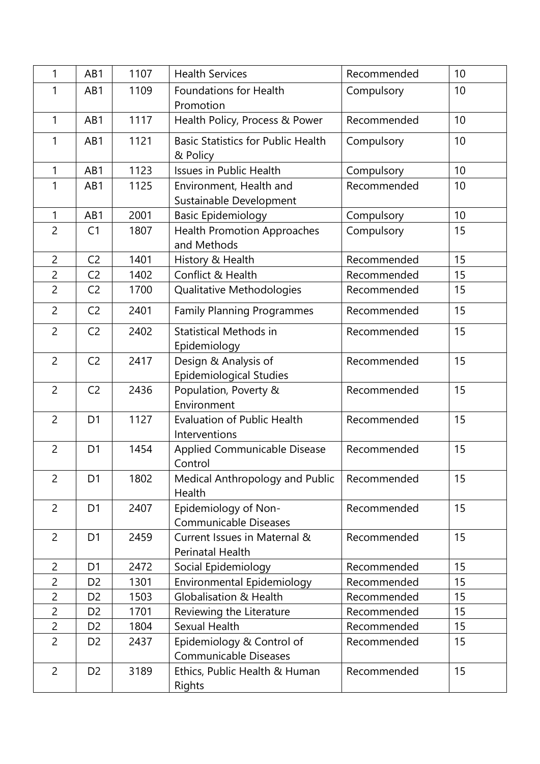| 1 | AB1 | 1107 | Health Services | Recommended | 10 |
|---|---|---|---|---|---|
| 1 | AB1 | 1109 | Foundations for Health Promotion | Compulsory | 10 |
| 1 | AB1 | 1117 | Health Policy, Process & Power | Recommended | 10 |
| 1 | AB1 | 1121 | Basic Statistics for Public Health & Policy | Compulsory | 10 |
| 1 | AB1 | 1123 | Issues in Public Health | Compulsory | 10 |
| 1 | AB1 | 1125 | Environment, Health and Sustainable Development | Recommended | 10 |
| 1 | AB1 | 2001 | Basic Epidemiology | Compulsory | 10 |
| 2 | C1 | 1807 | Health Promotion Approaches and Methods | Compulsory | 15 |
| 2 | C2 | 1401 | History & Health | Recommended | 15 |
| 2 | C2 | 1402 | Conflict & Health | Recommended | 15 |
| 2 | C2 | 1700 | Qualitative Methodologies | Recommended | 15 |
| 2 | C2 | 2401 | Family Planning Programmes | Recommended | 15 |
| 2 | C2 | 2402 | Statistical Methods in Epidemiology | Recommended | 15 |
| 2 | C2 | 2417 | Design & Analysis of Epidemiological Studies | Recommended | 15 |
| 2 | C2 | 2436 | Population, Poverty & Environment | Recommended | 15 |
| 2 | D1 | 1127 | Evaluation of Public Health Interventions | Recommended | 15 |
| 2 | D1 | 1454 | Applied Communicable Disease Control | Recommended | 15 |
| 2 | D1 | 1802 | Medical Anthropology and Public Health | Recommended | 15 |
| 2 | D1 | 2407 | Epidemiology of Non-Communicable Diseases | Recommended | 15 |
| 2 | D1 | 2459 | Current Issues in Maternal & Perinatal Health | Recommended | 15 |
| 2 | D1 | 2472 | Social Epidemiology | Recommended | 15 |
| 2 | D2 | 1301 | Environmental Epidemiology | Recommended | 15 |
| 2 | D2 | 1503 | Globalisation & Health | Recommended | 15 |
| 2 | D2 | 1701 | Reviewing the Literature | Recommended | 15 |
| 2 | D2 | 1804 | Sexual Health | Recommended | 15 |
| 2 | D2 | 2437 | Epidemiology & Control of Communicable Diseases | Recommended | 15 |
| 2 | D2 | 3189 | Ethics, Public Health & Human Rights | Recommended | 15 |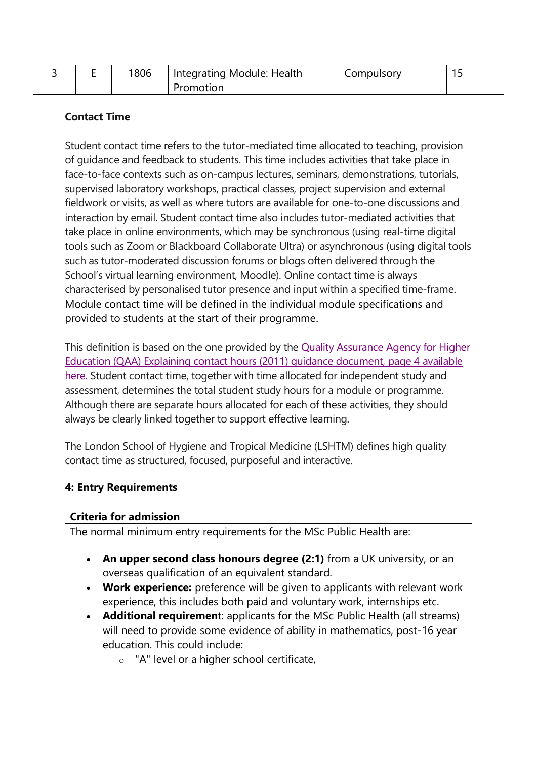| 3 | E | 1806 | Integrating Module: Health Promotion | Compulsory | 15 |
|---|---|---|---|---|---|

**Contact Time**

Student contact time refers to the tutor-mediated time allocated to teaching, provision of guidance and feedback to students. This time includes activities that take place in face-to-face contexts such as on-campus lectures, seminars, demonstrations, tutorials, supervised laboratory workshops, practical classes, project supervision and external fieldwork or visits, as well as where tutors are available for one-to-one discussions and interaction by email. Student contact time also includes tutor-mediated activities that take place in online environments, which may be synchronous (using real-time digital tools such as Zoom or Blackboard Collaborate Ultra) or asynchronous (using digital tools such as tutor-moderated discussion forums or blogs often delivered through the School's virtual learning environment, Moodle). Online contact time is always characterised by personalised tutor presence and input within a specified time-frame. Module contact time will be defined in the individual module specifications and provided to students at the start of their programme.

This definition is based on the one provided by the Quality Assurance Agency for Higher Education (QAA) Explaining contact hours (2011) guidance document, page 4 available here. Student contact time, together with time allocated for independent study and assessment, determines the total student study hours for a module or programme. Although there are separate hours allocated for each of these activities, they should always be clearly linked together to support effective learning.

The London School of Hygiene and Tropical Medicine (LSHTM) defines high quality contact time as structured, focused, purposeful and interactive.

**4: Entry Requirements**

**Criteria for admission**

The normal minimum entry requirements for the MSc Public Health are:

- **An upper second class honours degree (2:1)** from a UK university, or an overseas qualification of an equivalent standard.
- **Work experience:** preference will be given to applicants with relevant work experience, this includes both paid and voluntary work, internships etc.
- **Additional requirement**: applicants for the MSc Public Health (all streams) will need to provide some evidence of ability in mathematics, post-16 year education. This could include:
    - "A" level or a higher school certificate,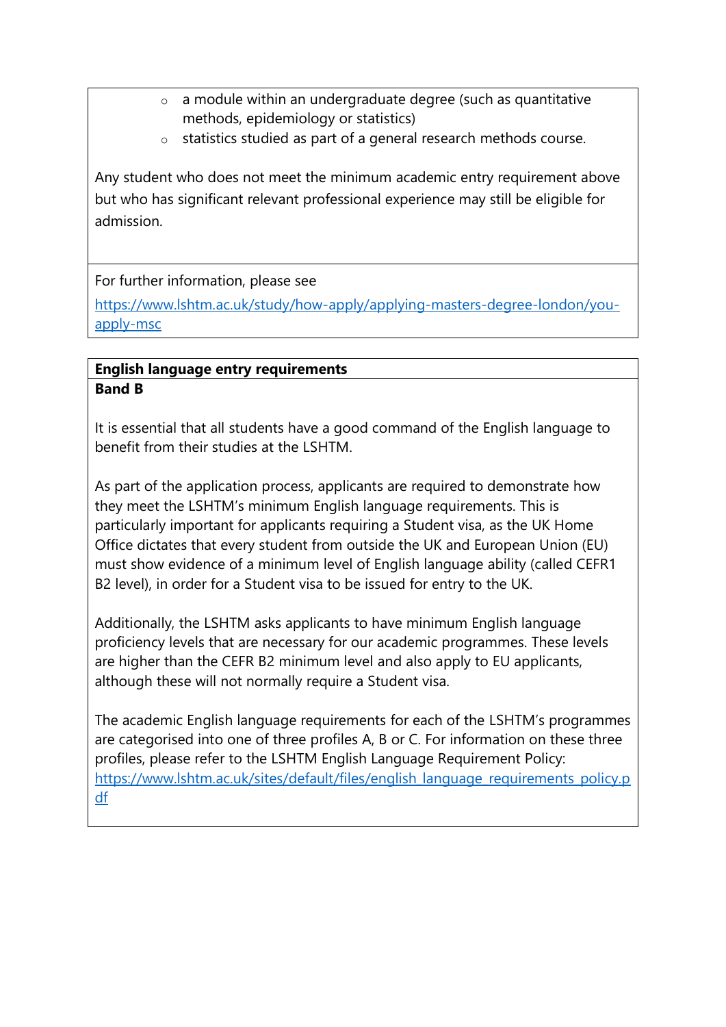- a module within an undergraduate degree (such as quantitative methods, epidemiology or statistics)
- statistics studied as part of a general research methods course.

Any student who does not meet the minimum academic entry requirement above but who has significant relevant professional experience may still be eligible for admission.

For further information, please see
https://www.lshtm.ac.uk/study/how-apply/applying-masters-degree-london/you-apply-msc

**English language entry requirements**

**Band B**

It is essential that all students have a good command of the English language to benefit from their studies at the LSHTM.

As part of the application process, applicants are required to demonstrate how they meet the LSHTM's minimum English language requirements. This is particularly important for applicants requiring a Student visa, as the UK Home Office dictates that every student from outside the UK and European Union (EU) must show evidence of a minimum level of English language ability (called CEFR1 B2 level), in order for a Student visa to be issued for entry to the UK.

Additionally, the LSHTM asks applicants to have minimum English language proficiency levels that are necessary for our academic programmes. These levels are higher than the CEFR B2 minimum level and also apply to EU applicants, although these will not normally require a Student visa.

The academic English language requirements for each of the LSHTM's programmes are categorised into one of three profiles A, B or C. For information on these three profiles, please refer to the LSHTM English Language Requirement Policy:
https://www.lshtm.ac.uk/sites/default/files/english_language_requirements_policy.pdf